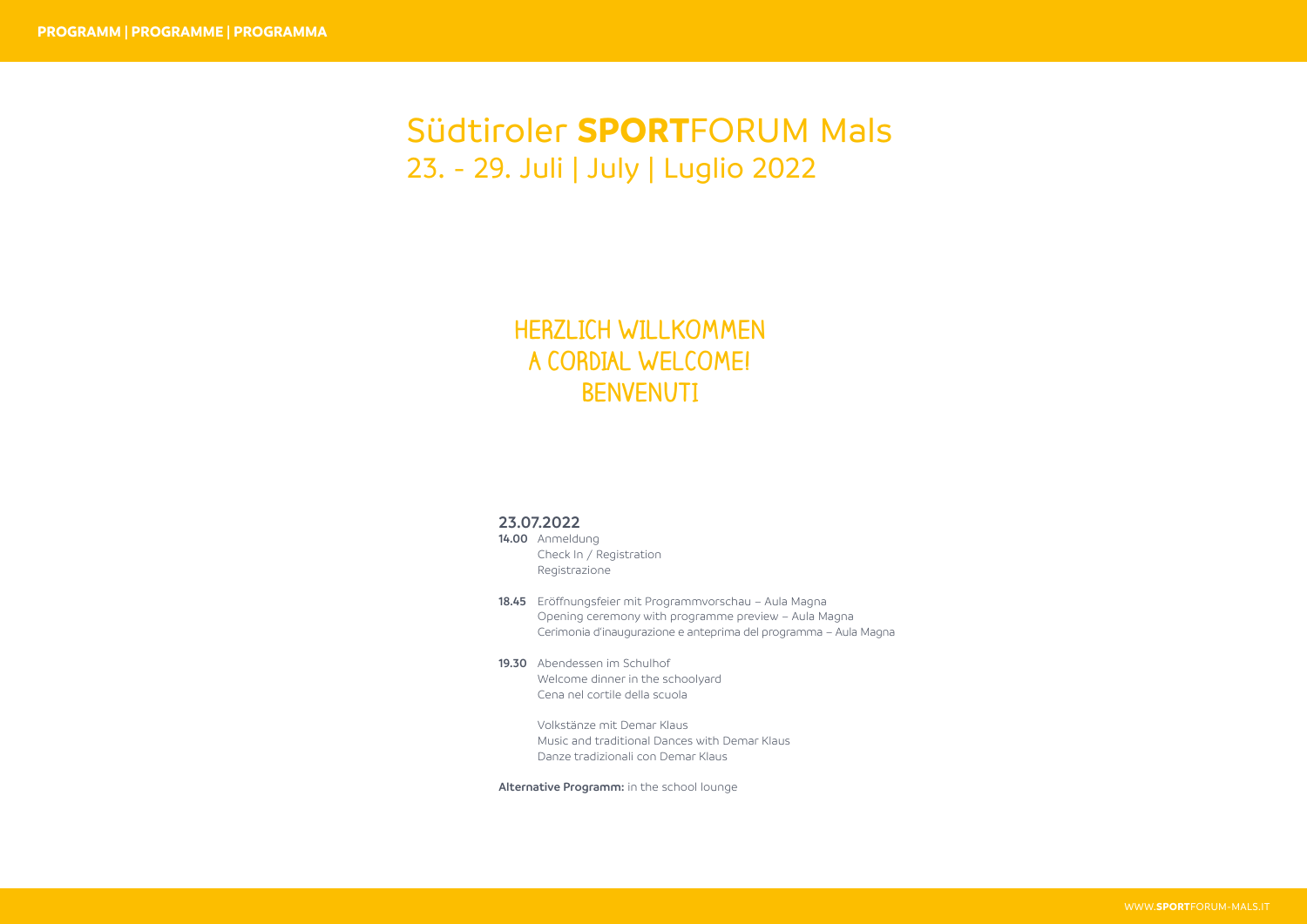# Südtiroler **SPORT**FORUM Mals

## 23. - 29. Juli | July | Luglio 2022

HERZLICH WILLKOMMEN
A CORDIAL WELCOME!
BENVENUTI

### 23.07.2022

**14.00** Anmeldung
Check In / Registration
Registrazione

**18.45** Eröffnungsfeier mit Programmvorschau – Aula Magna
Opening ceremony with programme preview – Aula Magna
Cerimonia d'inaugurazione e anteprima del programma – Aula Magna

**19.30** Abendessen im Schulhof
Welcome dinner in the schoolyard
Cena nel cortile della scuola

Volkstänze mit Demar Klaus
Music and traditional Dances with Demar Klaus
Danze tradizionali con Demar Klaus

**Alternative Programm:** in the school lounge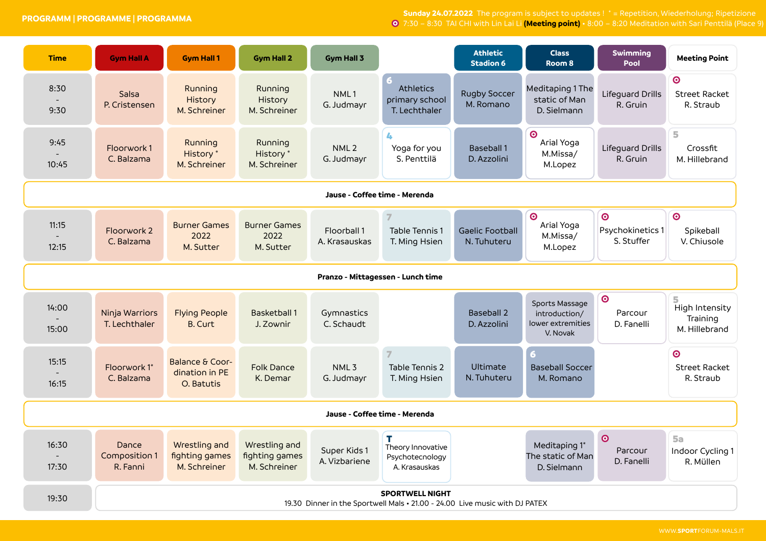**PROGRAMM | PROGRAMME | PROGRAMMA**

**Sunday 24.07.2022** The program is subject to updates ! * = Repetition, Wiederholung; Ripetizione

7:30 – 8:30 TAI CHI with Lin Lai Li **(Meeting point)** • 8:00 – 8:20 Meditation with Sari Penttilä (Place 9)

| Time | Gym Hall A | Gym Hall 1 | Gym Hall 2 | Gym Hall 3 | | Athletic Stadion 6 | Class Room 8 | Swimming Pool | Meeting Point |
|---|---|---|---|---|---|---|---|---|---|
| 8:30 - 9:30 | Salsa P. Cristensen | Running History M. Schreiner | Running History M. Schreiner | NML 1 G. Judmayr | 6 Athletics primary school T. Lechthaler | Rugby Soccer M. Romano | Meditaping 1 The static of Man D. Sielmann | Lifeguard Drills R. Gruin | Street Racket R. Straub |
| 9:45 - 10:45 | Floorwork 1 C. Balzama | Running History * M. Schreiner | Running History * M. Schreiner | NML 2 G. Judmayr | 4 Yoga for you S. Penttilä | Baseball 1 D. Azzolini | Arial Yoga M.Missa/ M.Lopez | Lifeguard Drills R. Gruin | 5 Crossfit M. Hillebrand |
| **Jause - Coffee time - Merenda** | | | | | | | | | |
| 11:15 - 12:15 | Floorwork 2 C. Balzama | Burner Games 2022 M. Sutter | Burner Games 2022 M. Sutter | Floorball 1 A. Krasauskas | 7 Table Tennis 1 T. Ming Hsien | Gaelic Football N. Tuhuteru | Arial Yoga M.Missa/ M.Lopez | Psychokinetics 1 S. Stuffer | Spikeball V. Chiusole |
| **Pranzo - Mittagessen - Lunch time** | | | | | | | | | |
| 14:00 - 15:00 | Ninja Warriors T. Lechthaler | Flying People B. Curt | Basketball 1 J. Zownir | Gymnastics C. Schaudt | | Baseball 2 D. Azzolini | Sports Massage introduction/ lower extremities V. Novak | Parcour D. Fanelli | 5 High Intensity Training M. Hillebrand |
| 15:15 - 16:15 | Floorwork 1* C. Balzama | Balance & Coordination in PE O. Batutis | Folk Dance K. Demar | NML 3 G. Judmayr | 7 Table Tennis 2 T. Ming Hsien | Ultimate N. Tuhuteru | 6 Baseball Soccer M. Romano | | Street Racket R. Straub |
| **Jause - Coffee time - Merenda** | | | | | | | | | |
| 16:30 - 17:30 | Dance Composition 1 R. Fanni | Wrestling and fighting games M. Schreiner | Wrestling and fighting games M. Schreiner | Super Kids 1 A. Vizbariene | T Theory Innovative Psychotecnology A. Krasauskas | | Meditaping 1* The static of Man D. Sielmann | Parcour D. Fanelli | 5a Indoor Cycling 1 R. Müllen |
| 19:30 | **SPORTWELL NIGHT** 19.30 Dinner in the Sportwell Mals • 21.00 - 24.00 Live music with DJ PATEX | | | | | | | | |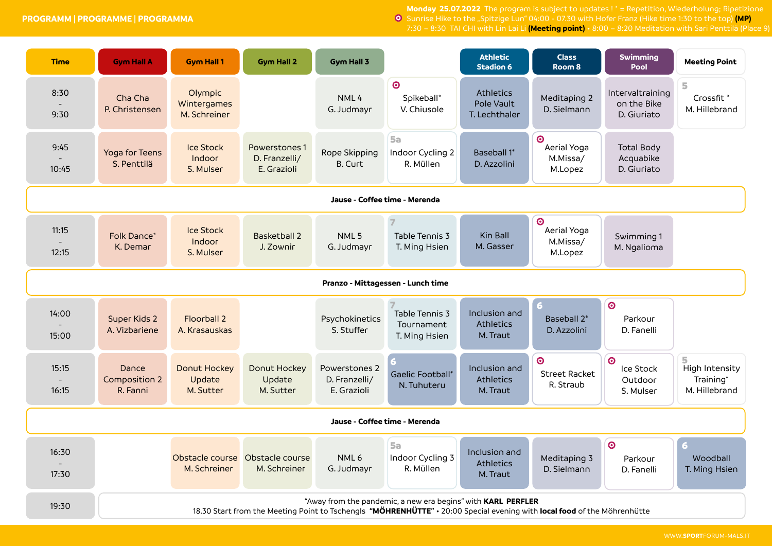**PROGRAMM | PROGRAMME | PROGRAMMA**

**Monday 25.07.2022** The program is subject to updates ! * = Repetition, Wiederholung; Ripetizione
Sunrise Hike to the „Spitzige Lun" 04:00 - 07.30 with Hofer Franz (Hike time 1:30 to the top) **(MP)**
7:30 – 8:30 TAI CHI with Lin Lai Li **(Meeting point)** • 8:00 – 8:20 Meditation with Sari Penttilä (Place 9)

| Time | Gym Hall A | Gym Hall 1 | Gym Hall 2 | Gym Hall 3 | | Athletic Stadion 6 | Class Room 8 | Swimming Pool | Meeting Point |
|---|---|---|---|---|---|---|---|---|---|
| 8:30 - 9:30 | Cha Cha P. Christensen | Olympic Wintergames M. Schreiner | | NML 4 G. Judmayr | Spikeball* V. Chiusole | Athletics Pole Vault T. Lechthaler | Meditaping 2 D. Sielmann | Intervaltraining on the Bike D. Giuriato | 5 Crossfit * M. Hillebrand |
| 9:45 - 10:45 | Yoga for Teens S. Penttilä | Ice Stock Indoor S. Mulser | Powerstones 1 D. Franzelli/ E. Grazioli | Rope Skipping B. Curt | 5a Indoor Cycling 2 R. Müllen | Baseball 1* D. Azzolini | Aerial Yoga M.Missa/ M.Lopez | Total Body Acquabike D. Giuriato | |
| **Jause - Coffee time - Merenda** | | | | | | | | | |
| 11:15 - 12:15 | Folk Dance* K. Demar | Ice Stock Indoor S. Mulser | Basketball 2 J. Zownir | NML 5 G. Judmayr | 7 Table Tennis 3 T. Ming Hsien | Kin Ball M. Gasser | Aerial Yoga M.Missa/ M.Lopez | Swimming 1 M. Ngalioma | |
| **Pranzo - Mittagessen - Lunch time** | | | | | | | | | |
| 14:00 - 15:00 | Super Kids 2 A. Vizbariene | Floorball 2 A. Krasauskas | | Psychokinetics S. Stuffer | 7 Table Tennis 3 Tournament T. Ming Hsien | Inclusion and Athletics M. Traut | 6 Baseball 2* D. Azzolini | Parkour D. Fanelli | |
| 15:15 - 16:15 | Dance Composition 2 R. Fanni | Donut Hockey Update M. Sutter | Donut Hockey Update M. Sutter | Powerstones 2 D. Franzelli/ E. Grazioli | 6 Gaelic Football* N. Tuhuteru | Inclusion and Athletics M. Traut | Street Racket R. Straub | Ice Stock Outdoor S. Mulser | 5 High Intensity Training* M. Hillebrand |
| **Jause - Coffee time - Merenda** | | | | | | | | | |
| 16:30 - 17:30 | | Obstacle course M. Schreiner | Obstacle course M. Schreiner | NML 6 G. Judmayr | 5a Indoor Cycling 3 R. Müllen | Inclusion and Athletics M. Traut | Meditaping 3 D. Sielmann | Parkour D. Fanelli | 6 Woodball T. Ming Hsien |
| 19:30 | "Away from the pandemic, a new era begins" with **KARL PERFLER** 18.30 Start from the Meeting Point to Tschengls **"MÖHRENHÜTTE"** • 20:00 Special evening with **local food** of the Möhrenhütte | | | | | | | | |

WWW.SPORTFORUM-MALS.IT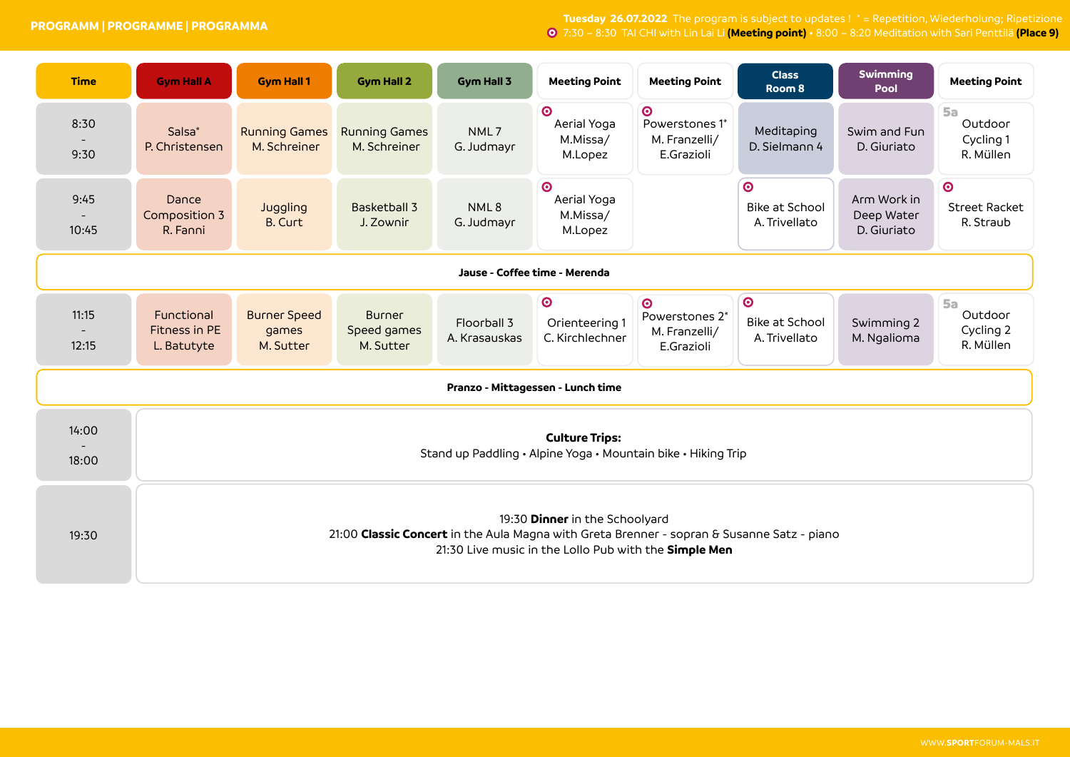PROGRAMM | PROGRAMME | PROGRAMMA

**Tuesday 26.07.2022** The program is subject to updates ! * = Repetition, Wiederholung; Ripetizione

7:30 – 8:30 TAI CHI with Lin Lai Li **(Meeting point)** • 8:00 – 8:20 Meditation with Sari Penttilä **(Place 9)**

| Time | Gym Hall A | Gym Hall 1 | Gym Hall 2 | Gym Hall 3 | Meeting Point | Meeting Point | Class Room 8 | Swimming Pool | Meeting Point |
|---|---|---|---|---|---|---|---|---|---|
| 8:30 - 9:30 | Salsa* P. Christensen | Running Games M. Schreiner | Running Games M. Schreiner | NML 7 G. Judmayr | Aerial Yoga M.Missa/ M.Lopez | Powerstones 1* M. Franzelli/ E.Grazioli | Meditaping D. Sielmann 4 | Swim and Fun D. Giuriato | 5a Outdoor Cycling 1 R. Müllen |
| 9:45 - 10:45 | Dance Composition 3 R. Fanni | Juggling B. Curt | Basketball 3 J. Zownir | NML 8 G. Judmayr | Aerial Yoga M.Missa/ M.Lopez | | Bike at School A. Trivellato | Arm Work in Deep Water D. Giuriato | Street Racket R. Straub |
| **Jause - Coffee time - Merenda** | | | | | | | | | |
| 11:15 - 12:15 | Functional Fitness in PE L. Batutyte | Burner Speed games M. Sutter | Burner Speed games M. Sutter | Floorball 3 A. Krasauskas | Orienteering 1 C. Kirchlechner | Powerstones 2* M. Franzelli/ E.Grazioli | Bike at School A. Trivellato | Swimming 2 M. Ngalioma | 5a Outdoor Cycling 2 R. Müllen |
| **Pranzo - Mittagessen - Lunch time** | | | | | | | | | |
| 14:00 - 18:00 | **Culture Trips:** Stand up Paddling • Alpine Yoga • Mountain bike • Hiking Trip | | | | | | | | |
| 19:30 | 19:30 **Dinner** in the Schoolyard<br>21:00 **Classic Concert** in the Aula Magna with Greta Brenner - sopran & Susanne Satz - piano<br>21:30 Live music in the Lollo Pub with the **Simple Men** | | | | | | | | |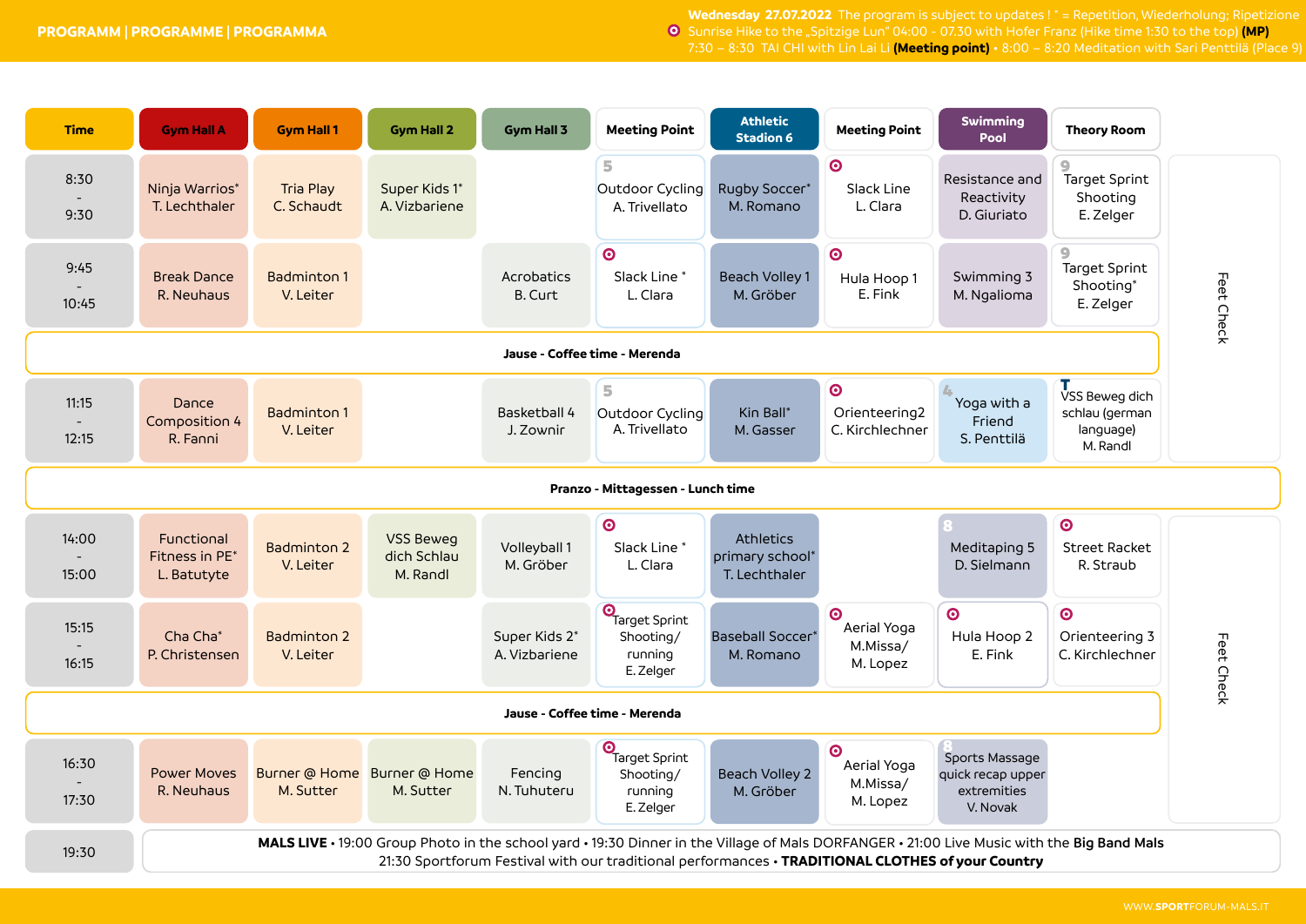**PROGRAMM | PROGRAMME | PROGRAMMA**

**Wednesday 27.07.2022** The program is subject to updates ! * = Repetition, Wiederholung; Ripetizione
Sunrise Hike to the „Spitzige Lun" 04:00 - 07.30 with Hofer Franz (Hike time 1:30 to the top) **(MP)**
7:30 – 8:30 TAI CHI with Lin Lai Li **(Meeting point)** • 8:00 – 8:20 Meditation with Sari Penttilä (Place 9)

| Time | Gym Hall A | Gym Hall 1 | Gym Hall 2 | Gym Hall 3 | Meeting Point | Athletic Stadion 6 | Meeting Point | Swimming Pool | Theory Room | |
|---|---|---|---|---|---|---|---|---|---|---|
| 8:30 - 9:30 | Ninja Warrios* T. Lechthaler | Tria Play C. Schaudt | Super Kids 1* A. Vizbariene | | 5 Outdoor Cycling A. Trivellato | Rugby Soccer* M. Romano | Slack Line L. Clara | Resistance and Reactivity D. Giuriato | 9 Target Sprint Shooting E. Zelger | Feet Check |
| 9:45 - 10:45 | Break Dance R. Neuhaus | Badminton 1 V. Leiter | | Acrobatics B. Curt | Slack Line * L. Clara | Beach Volley 1 M. Gröber | Hula Hoop 1 E. Fink | Swimming 3 M. Ngalioma | 9 Target Sprint Shooting* E. Zelger | |
| Jause - Coffee time - Merenda | | | | | | | | | | |
| 11:15 - 12:15 | Dance Composition 4 R. Fanni | Badminton 1 V. Leiter | | Basketball 4 J. Zownir | 5 Outdoor Cycling A. Trivellato | Kin Ball* M. Gasser | Orienteering2 C. Kirchlechner | 4 Yoga with a Friend S. Penttilä | T VSS Beweg dich schlau (german language) M. Randl | |
| Pranzo - Mittagessen - Lunch time | | | | | | | | | | |
| 14:00 - 15:00 | Functional Fitness in PE* L. Batutyte | Badminton 2 V. Leiter | VSS Beweg dich Schlau M. Randl | Volleyball 1 M. Gröber | Slack Line * L. Clara | Athletics primary school* T. Lechthaler | | 8 Meditaping 5 D. Sielmann | Street Racket R. Straub | Feet Check |
| 15:15 - 16:15 | Cha Cha* P. Christensen | Badminton 2 V. Leiter | | Super Kids 2* A. Vizbariene | Target Sprint Shooting/ running E. Zelger | Baseball Soccer* M. Romano | Aerial Yoga M.Missa/ M. Lopez | Hula Hoop 2 E. Fink | Orienteering 3 C. Kirchlechner | |
| Jause - Coffee time - Merenda | | | | | | | | | | |
| 16:30 - 17:30 | Power Moves R. Neuhaus | Burner @ Home M. Sutter | Burner @ Home M. Sutter | Fencing N. Tuhuteru | Target Sprint Shooting/ running E. Zelger | Beach Volley 2 M. Gröber | Aerial Yoga M.Missa/ M. Lopez | 8 Sports Massage quick recap upper extremities V. Novak | | |
| 19:30 | **MALS LIVE** • 19:00 Group Photo in the school yard • 19:30 Dinner in the Village of Mals DORFANGER • 21:00 Live Music with the **Big Band Mals** 21:30 Sportforum Festival with our traditional performances • **TRADITIONAL CLOTHES of your Country** | | | | | | | | | |

WWW.SPORTFORUM-MALS.IT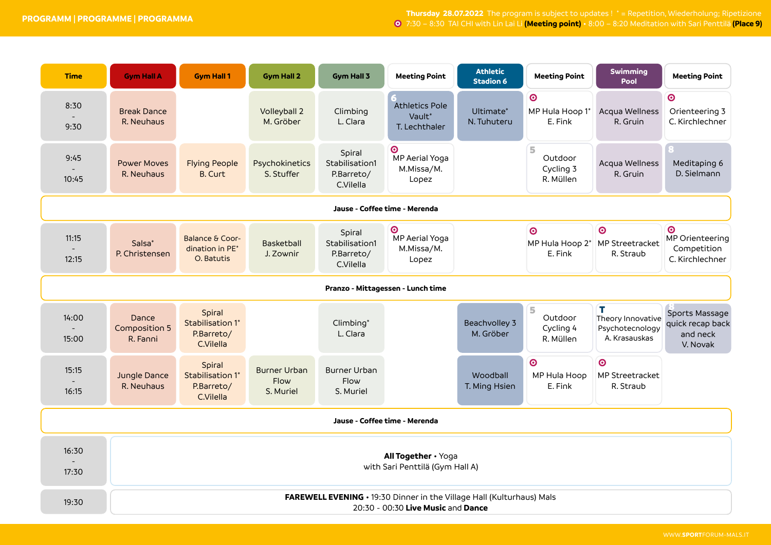**PROGRAMM | PROGRAMME | PROGRAMMA**

**Thursday 28.07.2022** The program is subject to updates ! * = Repetition, Wiederholung; Ripetizione

7:30 – 8:30 TAI CHI with Lin Lai Li **(Meeting point)** • 8:00 – 8:20 Meditation with Sari Penttilä **(Place 9)**

| Time | Gym Hall A | Gym Hall 1 | Gym Hall 2 | Gym Hall 3 | Meeting Point | Athletic Stadion 6 | Meeting Point | Swimming Pool | Meeting Point |
|---|---|---|---|---|---|---|---|---|---|
| 8:30 - 9:30 | Break Dance R. Neuhaus | | Volleyball 2 M. Gröber | Climbing L. Clara | 6 Athletics Pole Vault* T. Lechthaler | Ultimate* N. Tuhuteru | MP Hula Hoop 1* E. Fink | Acqua Wellness R. Gruin | Orienteering 3 C. Kirchlechner |
| 9:45 - 10:45 | Power Moves R. Neuhaus | Flying People B. Curt | Psychokinetics S. Stuffer | Spiral Stabilisation1 P.Barreto/ C.Vilella | MP Aerial Yoga M.Missa/M. Lopez | | 5 Outdoor Cycling 3 R. Müllen | Acqua Wellness R. Gruin | 8 Meditaping 6 D. Sielmann |
| **Jause - Coffee time - Merenda** | | | | | | | | | |
| 11:15 - 12:15 | Salsa* P. Christensen | Balance & Coordination in PE* O. Batutis | Basketball J. Zownir | Spiral Stabilisation1 P.Barreto/ C.Vilella | MP Aerial Yoga M.Missa/M. Lopez | | MP Hula Hoop 2* E. Fink | MP Streetracket R. Straub | MP Orienteering Competition C. Kirchlechner |
| **Pranzo - Mittagessen - Lunch time** | | | | | | | | | |
| 14:00 - 15:00 | Dance Composition 5 R. Fanni | Spiral Stabilisation 1* P.Barreto/ C.Vilella | | Climbing* L. Clara | | Beachvolley 3 M. Gröber | 5 Outdoor Cycling 4 R. Müllen | T Theory Innovative Psychotecnology A. Krasauskas | 8 Sports Massage quick recap back and neck V. Novak |
| 15:15 - 16:15 | Jungle Dance R. Neuhaus | Spiral Stabilisation 1* P.Barreto/ C.Vilella | Burner Urban Flow S. Muriel | Burner Urban Flow S. Muriel | | Woodball T. Ming Hsien | MP Hula Hoop E. Fink | MP Streetracket R. Straub | |
| **Jause - Coffee time - Merenda** | | | | | | | | | |
| 16:30 - 17:30 | **All Together** • Yoga with Sari Penttilä (Gym Hall A) | | | | | | | | |
| 19:30 | **FAREWELL EVENING** • 19:30 Dinner in the Village Hall (Kulturhaus) Mals 20:30 - 00:30 **Live Music** and **Dance** | | | | | | | | |

WWW.SPORTFORUM-MALS.IT